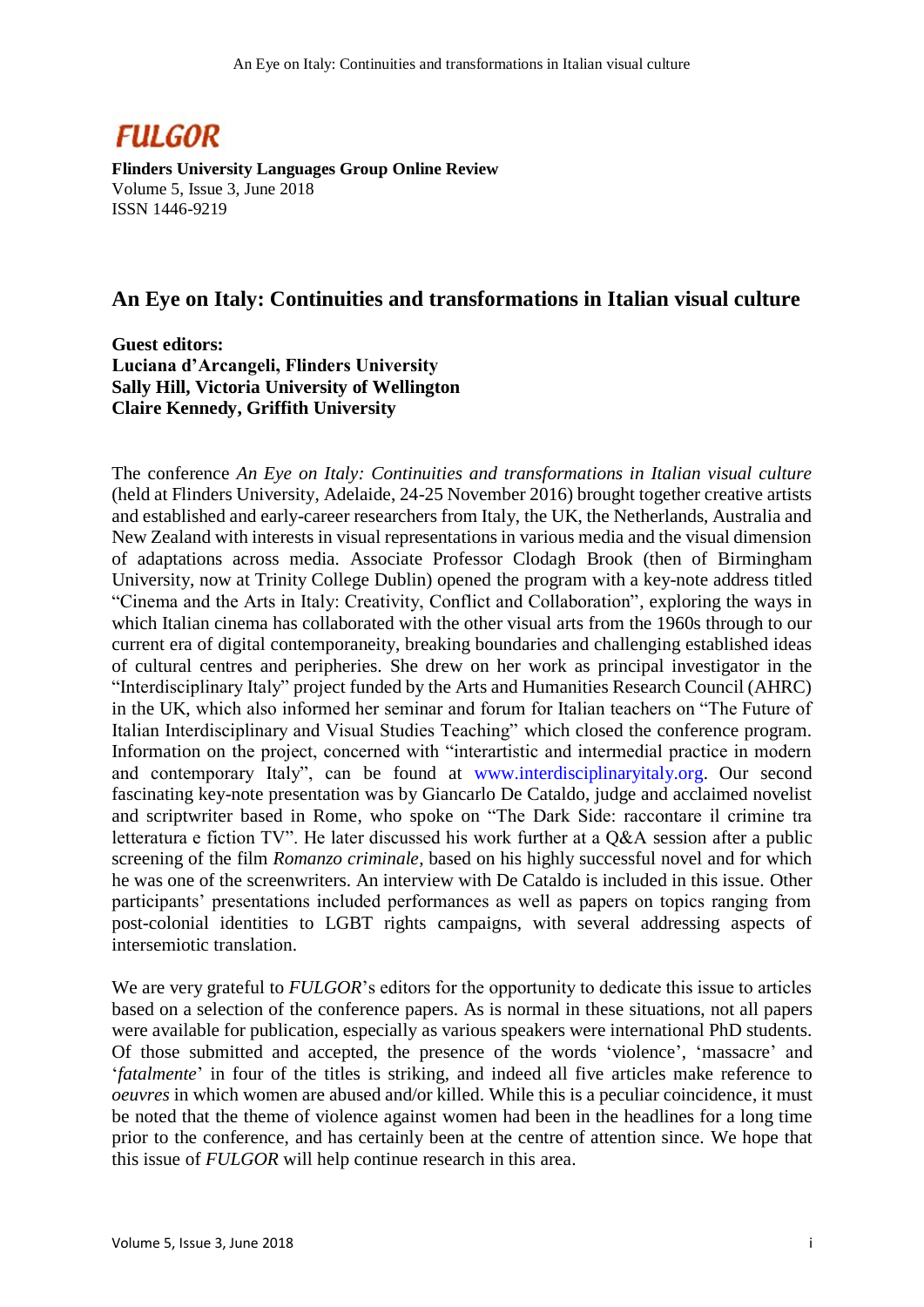# FULGOR

**Flinders University Languages Group Online Review**
Volume 5, Issue 3, June 2018
ISSN 1446-9219

## An Eye on Italy: Continuities and transformations in Italian visual culture

**Guest editors:**
**Luciana d'Arcangeli, Flinders University**
**Sally Hill, Victoria University of Wellington**
**Claire Kennedy, Griffith University**

The conference *An Eye on Italy: Continuities and transformations in Italian visual culture* (held at Flinders University, Adelaide, 24-25 November 2016) brought together creative artists and established and early-career researchers from Italy, the UK, the Netherlands, Australia and New Zealand with interests in visual representations in various media and the visual dimension of adaptations across media. Associate Professor Clodagh Brook (then of Birmingham University, now at Trinity College Dublin) opened the program with a key-note address titled "Cinema and the Arts in Italy: Creativity, Conflict and Collaboration", exploring the ways in which Italian cinema has collaborated with the other visual arts from the 1960s through to our current era of digital contemporaneity, breaking boundaries and challenging established ideas of cultural centres and peripheries. She drew on her work as principal investigator in the "Interdisciplinary Italy" project funded by the Arts and Humanities Research Council (AHRC) in the UK, which also informed her seminar and forum for Italian teachers on "The Future of Italian Interdisciplinary and Visual Studies Teaching" which closed the conference program. Information on the project, concerned with "interartistic and intermedial practice in modern and contemporary Italy", can be found at www.interdisciplinaryitaly.org. Our second fascinating key-note presentation was by Giancarlo De Cataldo, judge and acclaimed novelist and scriptwriter based in Rome, who spoke on "The Dark Side: raccontare il crimine tra letteratura e fiction TV". He later discussed his work further at a Q&A session after a public screening of the film *Romanzo criminale*, based on his highly successful novel and for which he was one of the screenwriters. An interview with De Cataldo is included in this issue. Other participants' presentations included performances as well as papers on topics ranging from post-colonial identities to LGBT rights campaigns, with several addressing aspects of intersemiotic translation.

We are very grateful to *FULGOR*'s editors for the opportunity to dedicate this issue to articles based on a selection of the conference papers. As is normal in these situations, not all papers were available for publication, especially as various speakers were international PhD students. Of those submitted and accepted, the presence of the words 'violence', 'massacre' and '*fatalmente*' in four of the titles is striking, and indeed all five articles make reference to *oeuvres* in which women are abused and/or killed. While this is a peculiar coincidence, it must be noted that the theme of violence against women had been in the headlines for a long time prior to the conference, and has certainly been at the centre of attention since. We hope that this issue of *FULGOR* will help continue research in this area.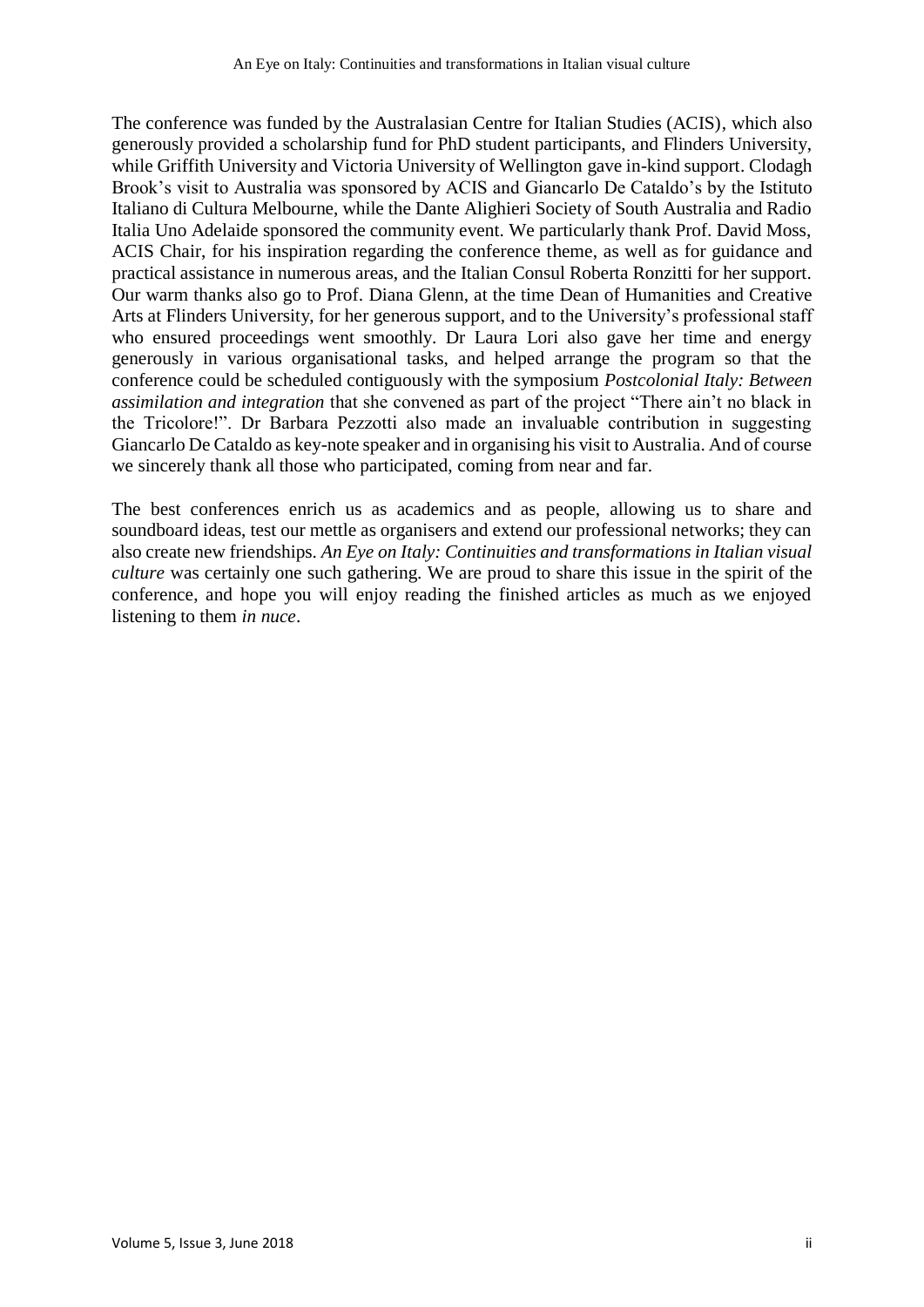The conference was funded by the Australasian Centre for Italian Studies (ACIS), which also generously provided a scholarship fund for PhD student participants, and Flinders University, while Griffith University and Victoria University of Wellington gave in-kind support. Clodagh Brook's visit to Australia was sponsored by ACIS and Giancarlo De Cataldo's by the Istituto Italiano di Cultura Melbourne, while the Dante Alighieri Society of South Australia and Radio Italia Uno Adelaide sponsored the community event. We particularly thank Prof. David Moss, ACIS Chair, for his inspiration regarding the conference theme, as well as for guidance and practical assistance in numerous areas, and the Italian Consul Roberta Ronzitti for her support. Our warm thanks also go to Prof. Diana Glenn, at the time Dean of Humanities and Creative Arts at Flinders University, for her generous support, and to the University's professional staff who ensured proceedings went smoothly. Dr Laura Lori also gave her time and energy generously in various organisational tasks, and helped arrange the program so that the conference could be scheduled contiguously with the symposium *Postcolonial Italy: Between assimilation and integration* that she convened as part of the project "There ain't no black in the Tricolore!". Dr Barbara Pezzotti also made an invaluable contribution in suggesting Giancarlo De Cataldo as key-note speaker and in organising his visit to Australia. And of course we sincerely thank all those who participated, coming from near and far.

The best conferences enrich us as academics and as people, allowing us to share and soundboard ideas, test our mettle as organisers and extend our professional networks; they can also create new friendships. *An Eye on Italy: Continuities and transformations in Italian visual culture* was certainly one such gathering. We are proud to share this issue in the spirit of the conference, and hope you will enjoy reading the finished articles as much as we enjoyed listening to them *in nuce*.